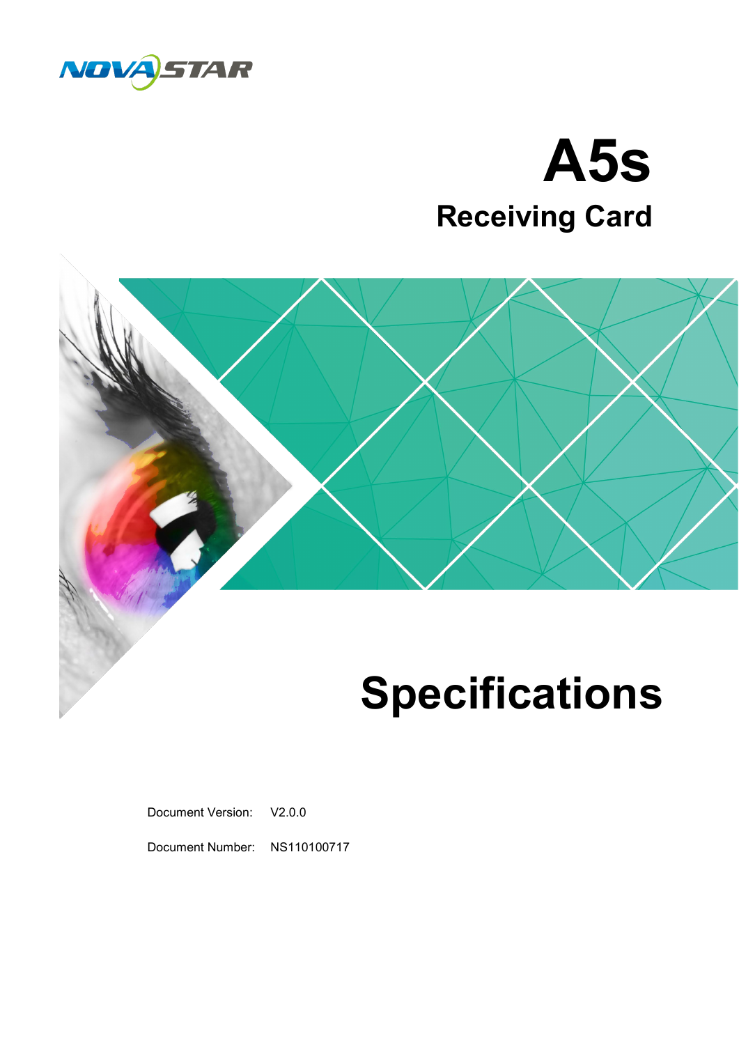NOVASTAR

# A5s

## Receiving Card

# Specifications

Document Version: V2.0.0

Document Number: NS110100717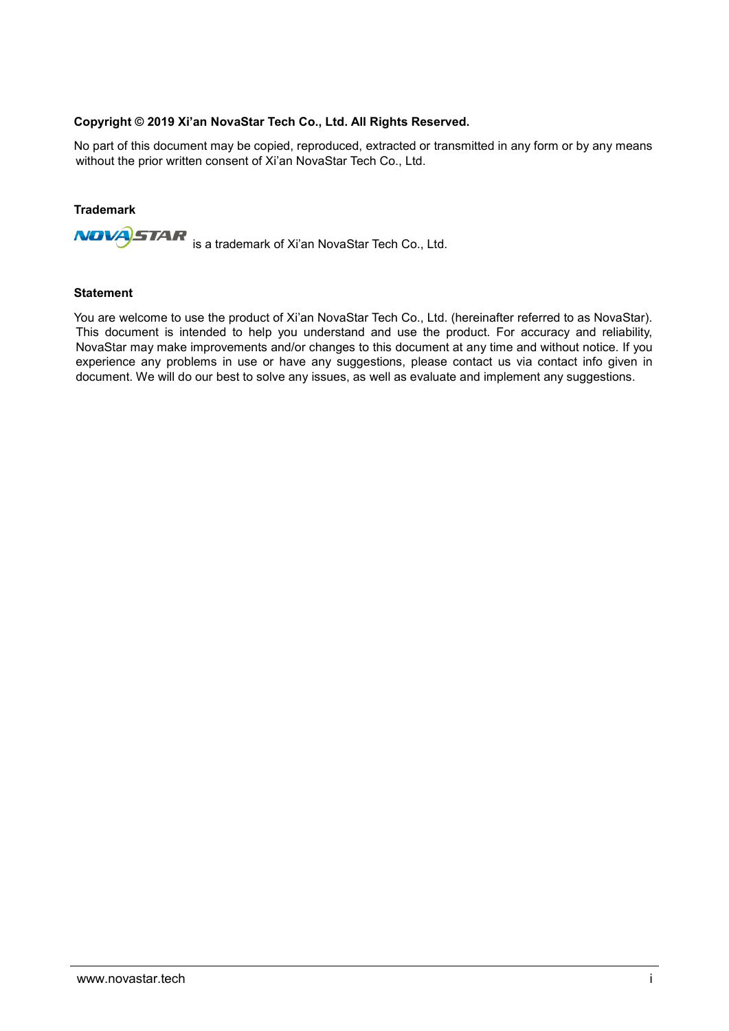**Copyright © 2019 Xi'an NovaStar Tech Co., Ltd. All Rights Reserved.**

No part of this document may be copied, reproduced, extracted or transmitted in any form or by any means without the prior written consent of Xi'an NovaStar Tech Co., Ltd.

**Trademark**

NOVASTAR is a trademark of Xi'an NovaStar Tech Co., Ltd.

**Statement**

You are welcome to use the product of Xi'an NovaStar Tech Co., Ltd. (hereinafter referred to as NovaStar). This document is intended to help you understand and use the product. For accuracy and reliability, NovaStar may make improvements and/or changes to this document at any time and without notice. If you experience any problems in use or have any suggestions, please contact us via contact info given in document. We will do our best to solve any issues, as well as evaluate and implement any suggestions.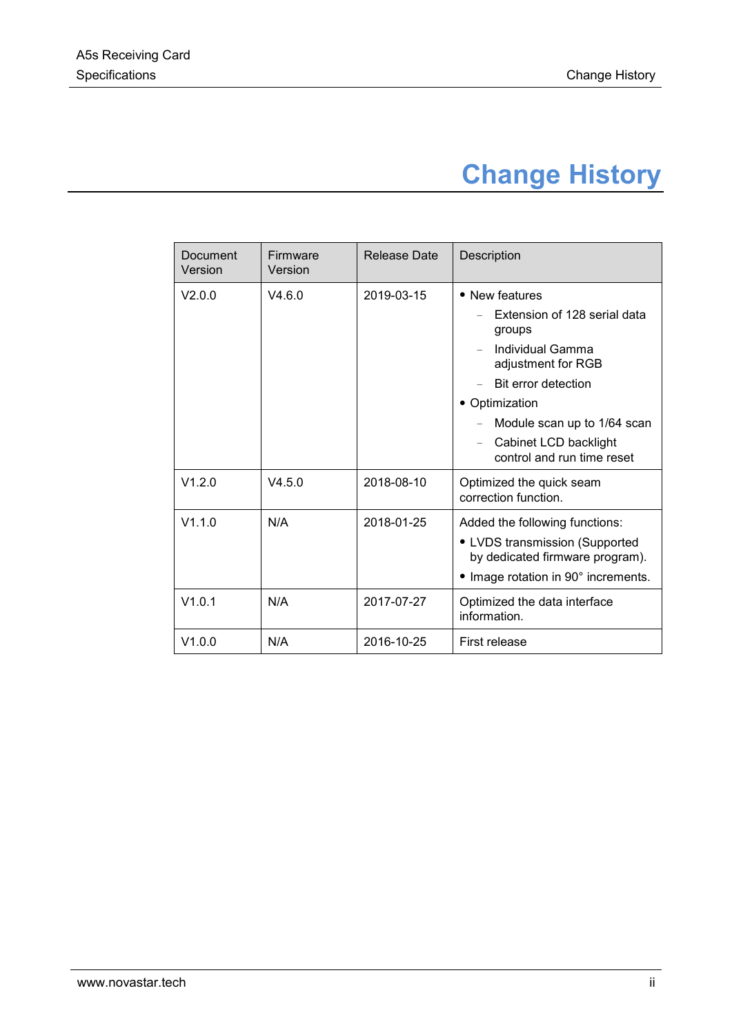# Change History

| Document Version | Firmware Version | Release Date | Description |
|---|---|---|---|
| V2.0.0 | V4.6.0 | 2019-03-15 | • New features<br>– Extension of 128 serial data groups<br>– Individual Gamma adjustment for RGB<br>– Bit error detection<br>• Optimization<br>– Module scan up to 1/64 scan<br>– Cabinet LCD backlight control and run time reset |
| V1.2.0 | V4.5.0 | 2018-08-10 | Optimized the quick seam correction function. |
| V1.1.0 | N/A | 2018-01-25 | Added the following functions:<br>• LVDS transmission (Supported by dedicated firmware program).<br>• Image rotation in 90° increments. |
| V1.0.1 | N/A | 2017-07-27 | Optimized the data interface information. |
| V1.0.0 | N/A | 2016-10-25 | First release |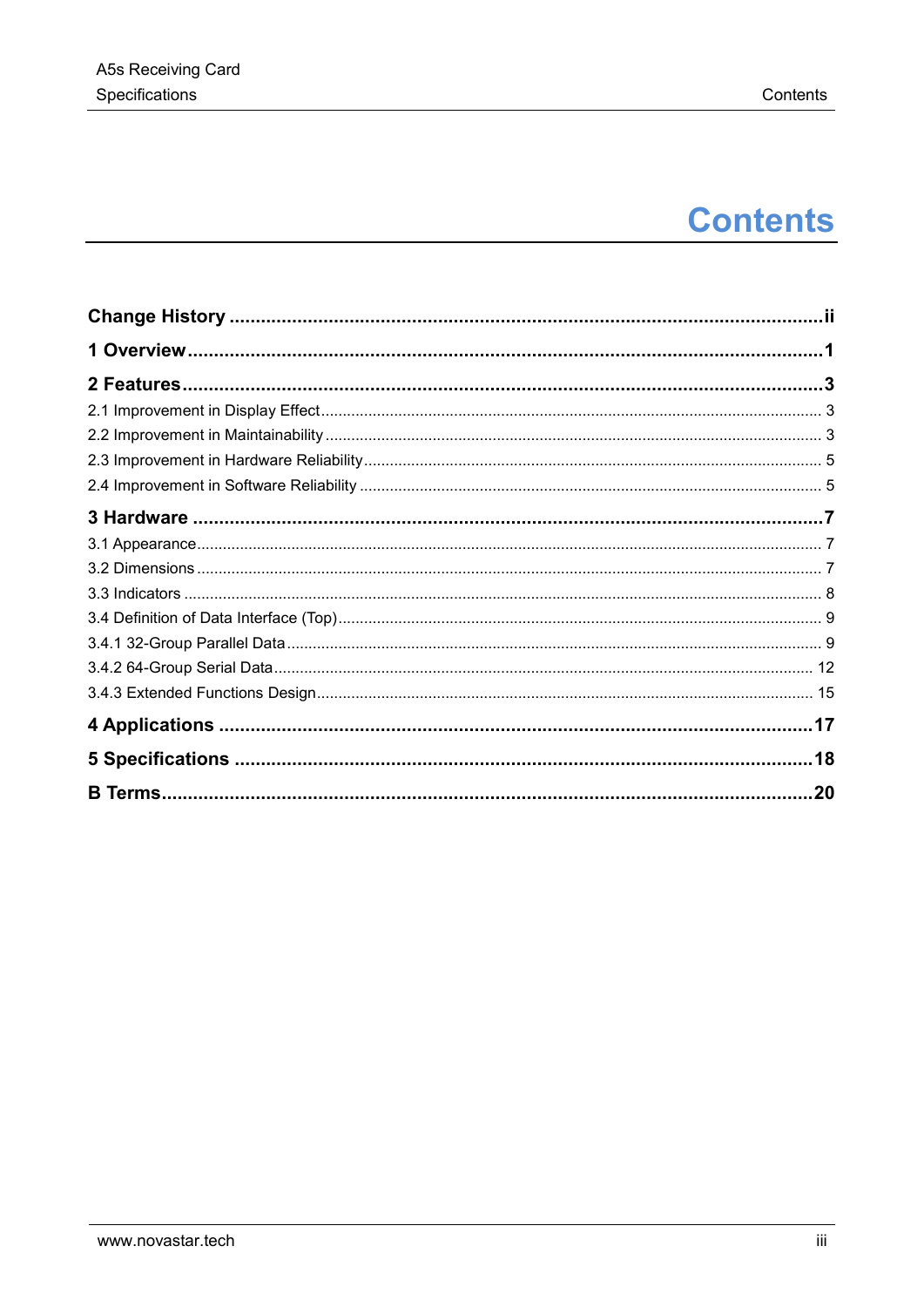# Contents

**Change History ... ii**

**1 Overview ... 1**

**2 Features ... 3**

2.1 Improvement in Display Effect ... 3

2.2 Improvement in Maintainability ... 3

2.3 Improvement in Hardware Reliability ... 5

2.4 Improvement in Software Reliability ... 5

**3 Hardware ... 7**

3.1 Appearance ... 7

3.2 Dimensions ... 7

3.3 Indicators ... 8

3.4 Definition of Data Interface (Top) ... 9

3.4.1 32-Group Parallel Data ... 9

3.4.2 64-Group Serial Data ... 12

3.4.3 Extended Functions Design ... 15

**4 Applications ... 17**

**5 Specifications ... 18**

**B Terms ... 20**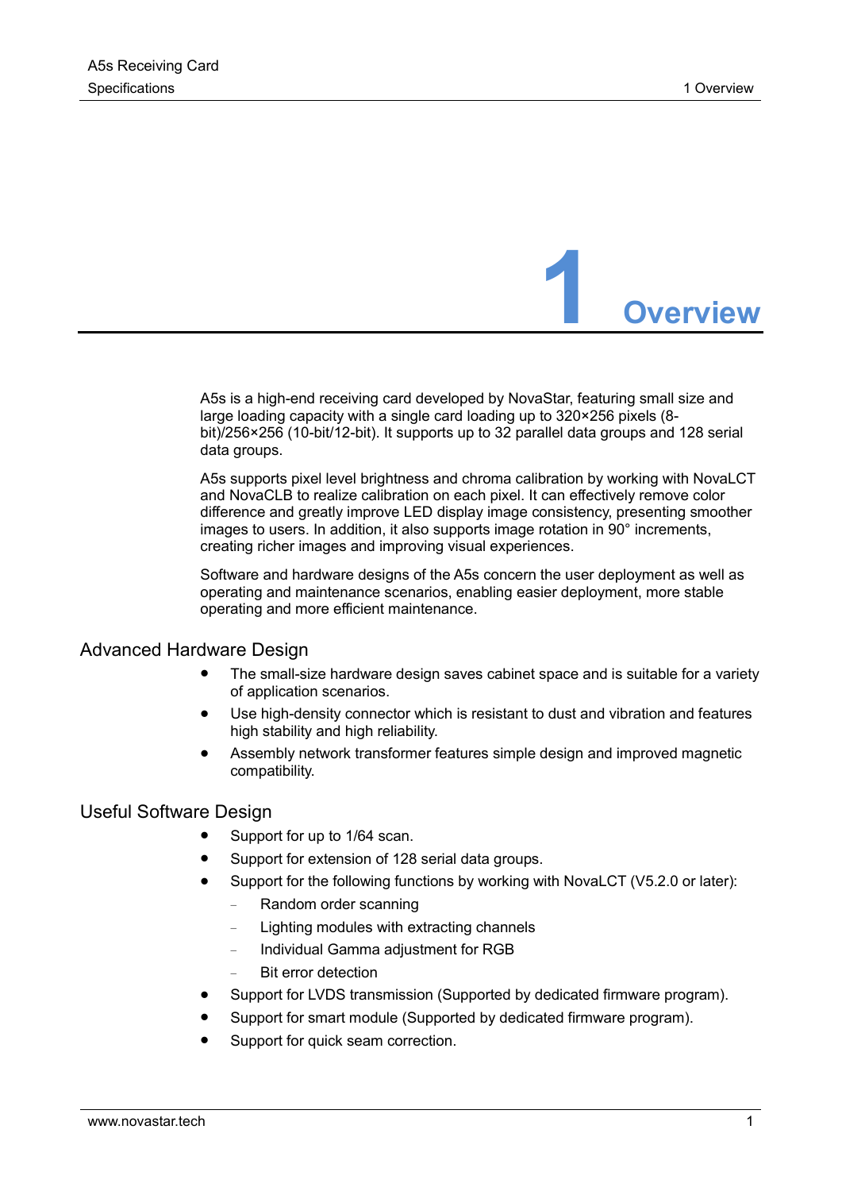# 1 Overview

A5s is a high-end receiving card developed by NovaStar, featuring small size and large loading capacity with a single card loading up to 320×256 pixels (8-bit)/256×256 (10-bit/12-bit). It supports up to 32 parallel data groups and 128 serial data groups.

A5s supports pixel level brightness and chroma calibration by working with NovaLCT and NovaCLB to realize calibration on each pixel. It can effectively remove color difference and greatly improve LED display image consistency, presenting smoother images to users. In addition, it also supports image rotation in 90° increments, creating richer images and improving visual experiences.

Software and hardware designs of the A5s concern the user deployment as well as operating and maintenance scenarios, enabling easier deployment, more stable operating and more efficient maintenance.

## Advanced Hardware Design

- The small-size hardware design saves cabinet space and is suitable for a variety of application scenarios.
- Use high-density connector which is resistant to dust and vibration and features high stability and high reliability.
- Assembly network transformer features simple design and improved magnetic compatibility.

## Useful Software Design

- Support for up to 1/64 scan.
- Support for extension of 128 serial data groups.
- Support for the following functions by working with NovaLCT (V5.2.0 or later):
  - Random order scanning
  - Lighting modules with extracting channels
  - Individual Gamma adjustment for RGB
  - Bit error detection
- Support for LVDS transmission (Supported by dedicated firmware program).
- Support for smart module (Supported by dedicated firmware program).
- Support for quick seam correction.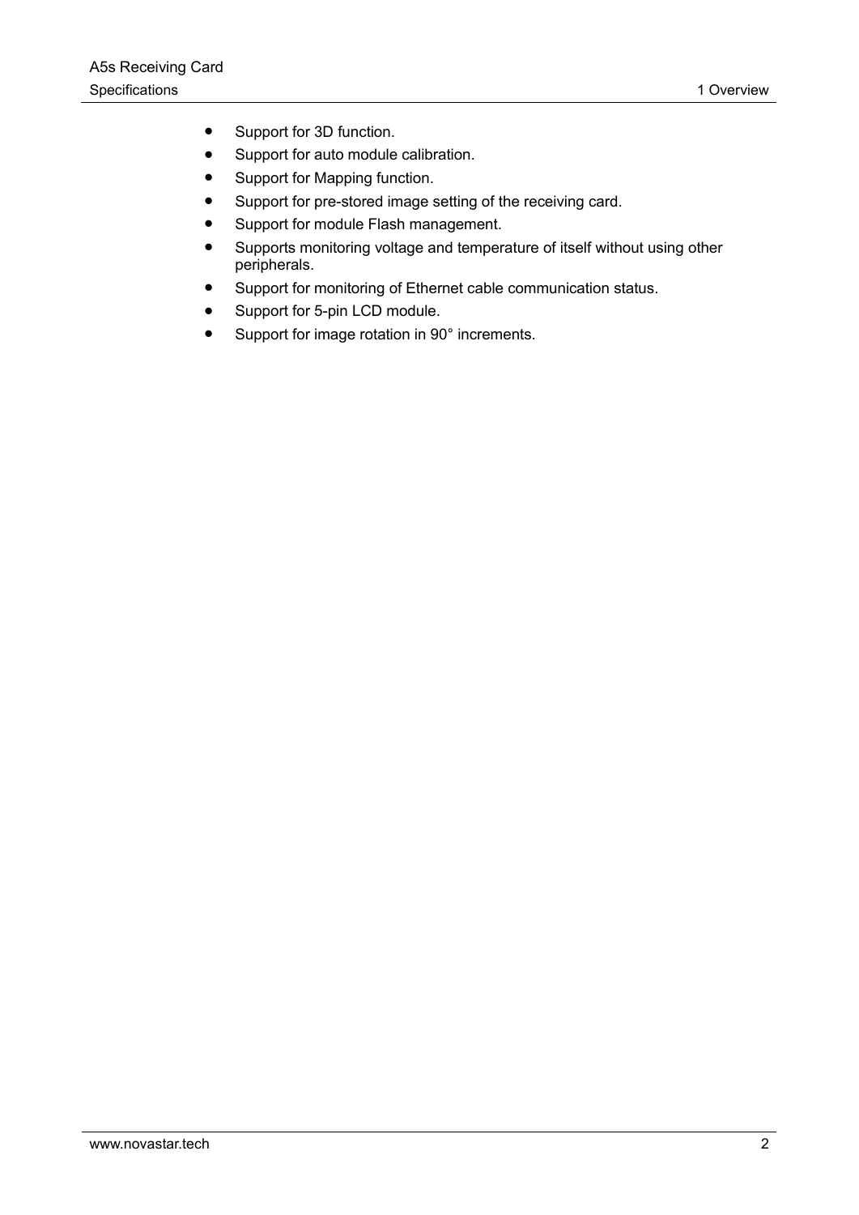- Support for 3D function.
- Support for auto module calibration.
- Support for Mapping function.
- Support for pre-stored image setting of the receiving card.
- Support for module Flash management.
- Supports monitoring voltage and temperature of itself without using other peripherals.
- Support for monitoring of Ethernet cable communication status.
- Support for 5-pin LCD module.
- Support for image rotation in 90° increments.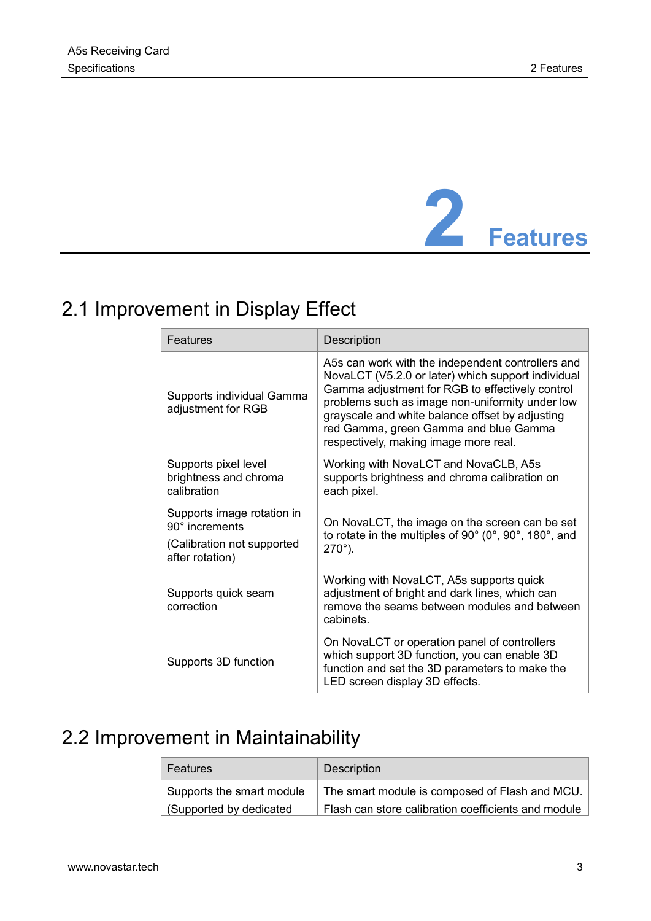# 2 Features

## 2.1 Improvement in Display Effect

| Features | Description |
| --- | --- |
| Supports individual Gamma adjustment for RGB | A5s can work with the independent controllers and NovaLCT (V5.2.0 or later) which support individual Gamma adjustment for RGB to effectively control problems such as image non-uniformity under low grayscale and white balance offset by adjusting red Gamma, green Gamma and blue Gamma respectively, making image more real. |
| Supports pixel level brightness and chroma calibration | Working with NovaLCT and NovaCLB, A5s supports brightness and chroma calibration on each pixel. |
| Supports image rotation in 90° increments<br><br>(Calibration not supported after rotation) | On NovaLCT, the image on the screen can be set to rotate in the multiples of 90° (0°, 90°, 180°, and 270°). |
| Supports quick seam correction | Working with NovaLCT, A5s supports quick adjustment of bright and dark lines, which can remove the seams between modules and between cabinets. |
| Supports 3D function | On NovaLCT or operation panel of controllers which support 3D function, you can enable 3D function and set the 3D parameters to make the LED screen display 3D effects. |

## 2.2 Improvement in Maintainability

| Features | Description |
| --- | --- |
| Supports the smart module<br>(Supported by dedicated | The smart module is composed of Flash and MCU.<br>Flash can store calibration coefficients and module |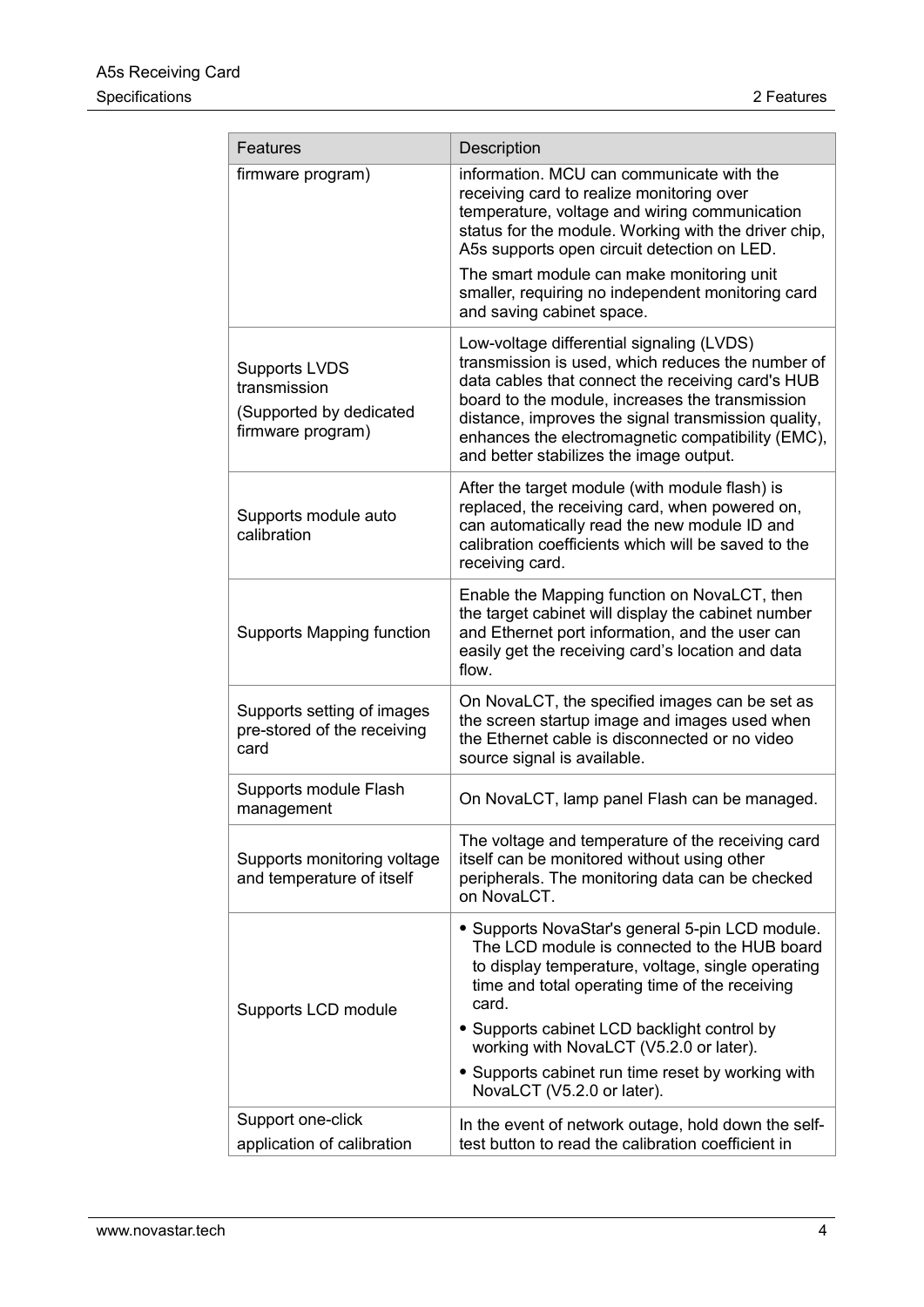| Features | Description |
| --- | --- |
| firmware program) | information. MCU can communicate with the receiving card to realize monitoring over temperature, voltage and wiring communication status for the module. Working with the driver chip, A5s supports open circuit detection on LED.<br>The smart module can make monitoring unit smaller, requiring no independent monitoring card and saving cabinet space. |
| Supports LVDS transmission<br>(Supported by dedicated firmware program) | Low-voltage differential signaling (LVDS) transmission is used, which reduces the number of data cables that connect the receiving card's HUB board to the module, increases the transmission distance, improves the signal transmission quality, enhances the electromagnetic compatibility (EMC), and better stabilizes the image output. |
| Supports module auto calibration | After the target module (with module flash) is replaced, the receiving card, when powered on, can automatically read the new module ID and calibration coefficients which will be saved to the receiving card. |
| Supports Mapping function | Enable the Mapping function on NovaLCT, then the target cabinet will display the cabinet number and Ethernet port information, and the user can easily get the receiving card's location and data flow. |
| Supports setting of images pre-stored of the receiving card | On NovaLCT, the specified images can be set as the screen startup image and images used when the Ethernet cable is disconnected or no video source signal is available. |
| Supports module Flash management | On NovaLCT, lamp panel Flash can be managed. |
| Supports monitoring voltage and temperature of itself | The voltage and temperature of the receiving card itself can be monitored without using other peripherals. The monitoring data can be checked on NovaLCT. |
| Supports LCD module | • Supports NovaStar's general 5-pin LCD module. The LCD module is connected to the HUB board to display temperature, voltage, single operating time and total operating time of the receiving card.<br>• Supports cabinet LCD backlight control by working with NovaLCT (V5.2.0 or later).<br>• Supports cabinet run time reset by working with NovaLCT (V5.2.0 or later). |
| Support one-click application of calibration | In the event of network outage, hold down the self-test button to read the calibration coefficient in |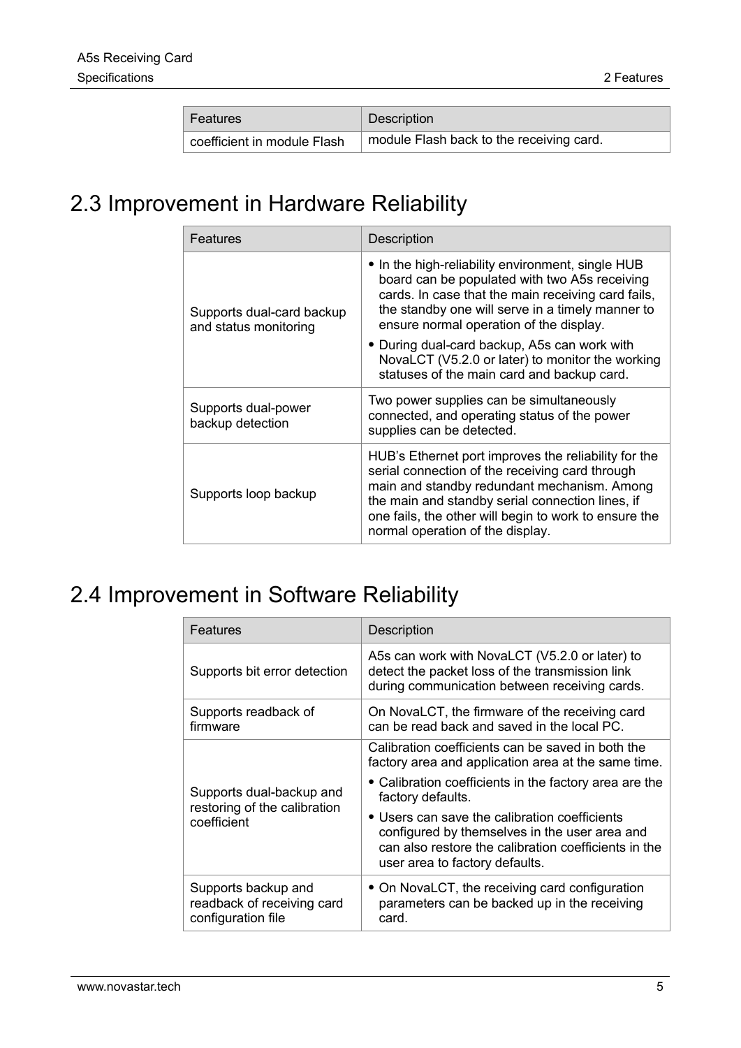| Features | Description |
| --- | --- |
| coefficient in module Flash | module Flash back to the receiving card. |

## 2.3 Improvement in Hardware Reliability

| Features | Description |
| --- | --- |
| Supports dual-card backup and status monitoring | • In the high-reliability environment, single HUB board can be populated with two A5s receiving cards. In case that the main receiving card fails, the standby one will serve in a timely manner to ensure normal operation of the display.<br>• During dual-card backup, A5s can work with NovaLCT (V5.2.0 or later) to monitor the working statuses of the main card and backup card. |
| Supports dual-power backup detection | Two power supplies can be simultaneously connected, and operating status of the power supplies can be detected. |
| Supports loop backup | HUB's Ethernet port improves the reliability for the serial connection of the receiving card through main and standby redundant mechanism. Among the main and standby serial connection lines, if one fails, the other will begin to work to ensure the normal operation of the display. |

## 2.4 Improvement in Software Reliability

| Features | Description |
| --- | --- |
| Supports bit error detection | A5s can work with NovaLCT (V5.2.0 or later) to detect the packet loss of the transmission link during communication between receiving cards. |
| Supports readback of firmware | On NovaLCT, the firmware of the receiving card can be read back and saved in the local PC. |
| Supports dual-backup and restoring of the calibration coefficient | Calibration coefficients can be saved in both the factory area and application area at the same time.<br>• Calibration coefficients in the factory area are the factory defaults.<br>• Users can save the calibration coefficients configured by themselves in the user area and can also restore the calibration coefficients in the user area to factory defaults. |
| Supports backup and readback of receiving card configuration file | • On NovaLCT, the receiving card configuration parameters can be backed up in the receiving card. |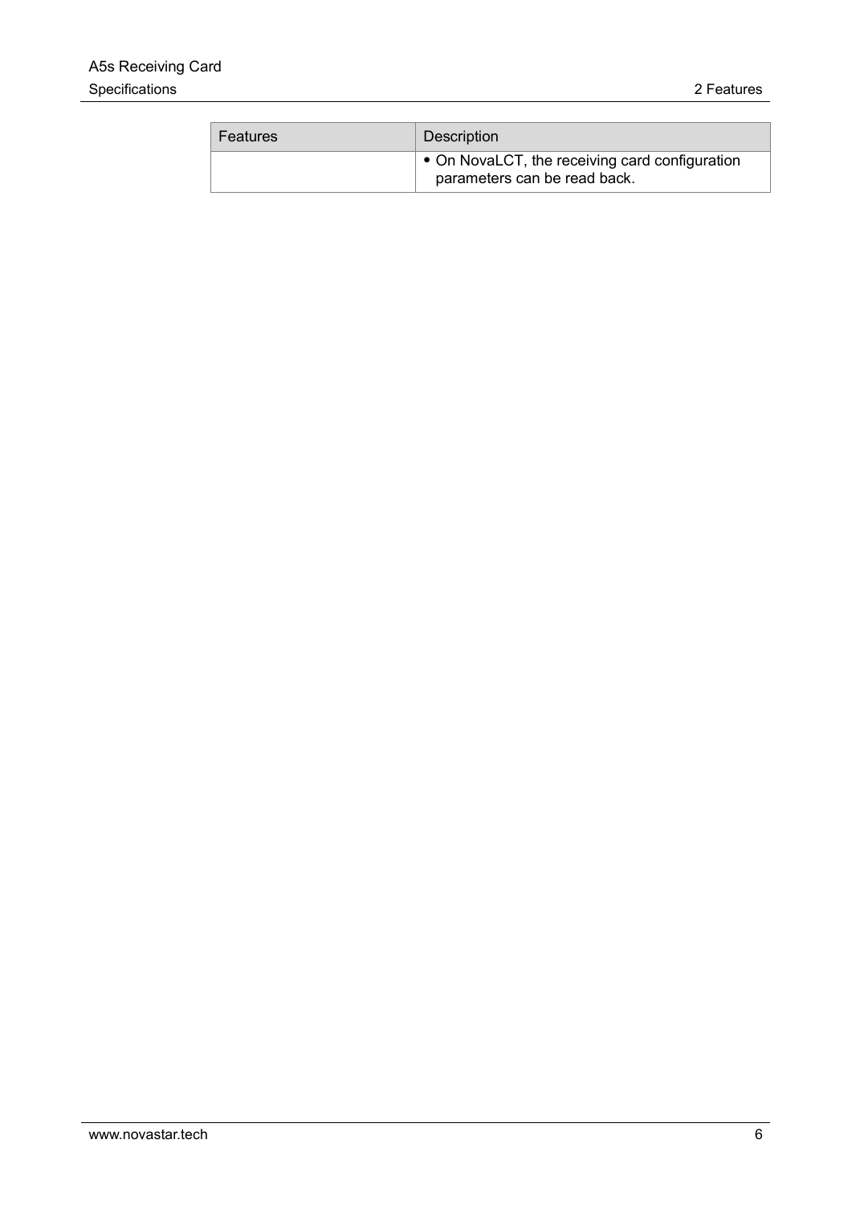| Features | Description |
| --- | --- |
|  | • On NovaLCT, the receiving card configuration parameters can be read back. |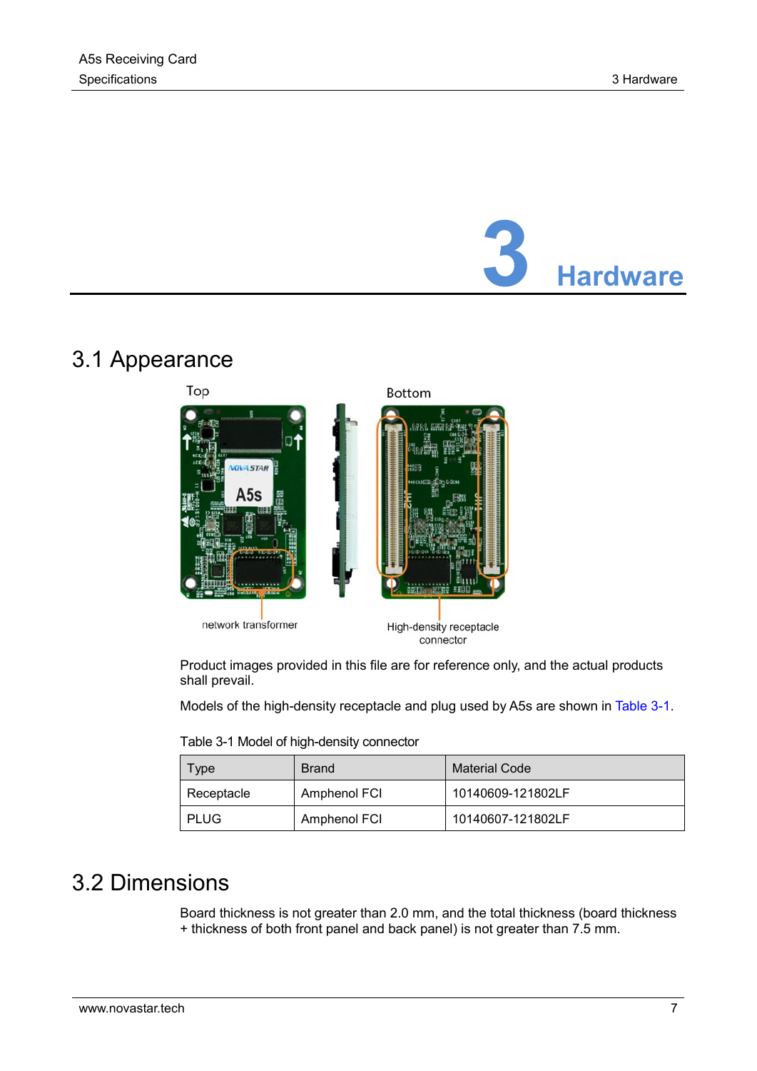# 3 Hardware

## 3.1 Appearance

Product images provided in this file are for reference only, and the actual products shall prevail.

Models of the high-density receptacle and plug used by A5s are shown in Table 3-1.

Table 3-1 Model of high-density connector

| Type | Brand | Material Code |
|---|---|---|
| Receptacle | Amphenol FCI | 10140609-121802LF |
| PLUG | Amphenol FCI | 10140607-121802LF |

## 3.2 Dimensions

Board thickness is not greater than 2.0 mm, and the total thickness (board thickness + thickness of both front panel and back panel) is not greater than 7.5 mm.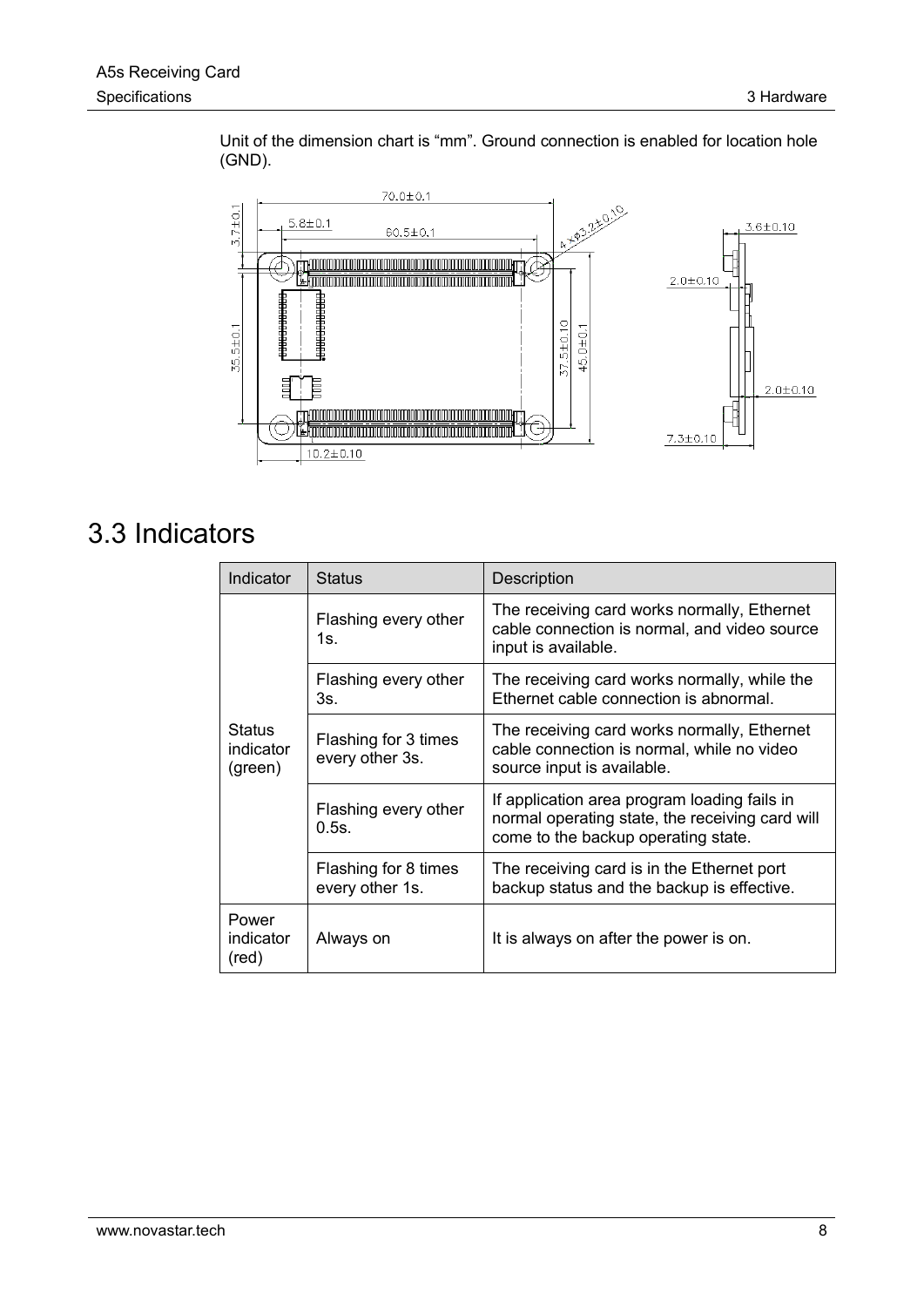Unit of the dimension chart is "mm". Ground connection is enabled for location hole (GND).

## 3.3 Indicators

| Indicator | Status | Description |
|---|---|---|
| Status indicator (green) | Flashing every other 1s. | The receiving card works normally, Ethernet cable connection is normal, and video source input is available. |
| | Flashing every other 3s. | The receiving card works normally, while the Ethernet cable connection is abnormal. |
| | Flashing for 3 times every other 3s. | The receiving card works normally, Ethernet cable connection is normal, while no video source input is available. |
| | Flashing every other 0.5s. | If application area program loading fails in normal operating state, the receiving card will come to the backup operating state. |
| | Flashing for 8 times every other 1s. | The receiving card is in the Ethernet port backup status and the backup is effective. |
| Power indicator (red) | Always on | It is always on after the power is on. |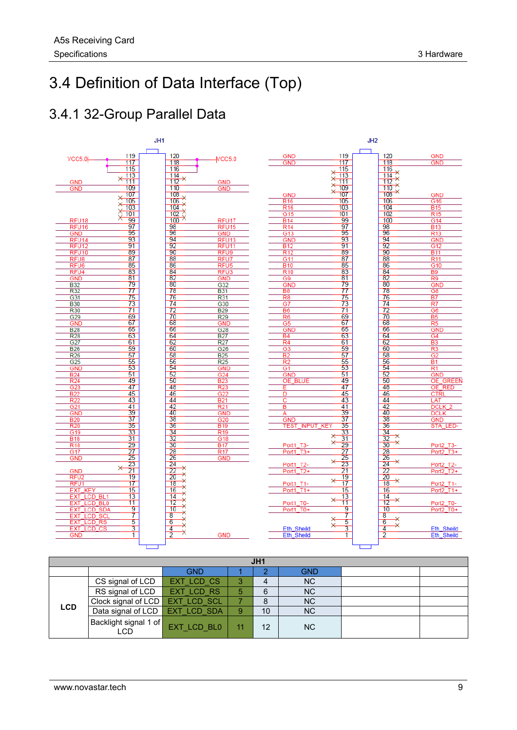# 3.4 Definition of Data Interface (Top)

## 3.4.1 32-Group Parallel Data

**JH1**

| Signal | Pin | Pin | Signal |
|---|---|---|---|
| VCC5.0 | 119 | 120 | VCC5.0 |
| VCC5.0 | 117 | 118 | VCC5.0 |
| VCC5.0 | 115 | 116 | VCC5.0 |
| | 113 | 114 | |
| GND | 111 | 112 | GND |
| GND | 109 | 110 | GND |
| | 107 | 108 | |
| | 105 | 106 | |
| | 103 | 104 | |
| | 101 | 102 | |
| RFU18 | 99 | 100 | RFU17 |
| RFU16 | 97 | 98 | RFU15 |
| GND | 95 | 96 | GND |
| RFU14 | 93 | 94 | RFU13 |
| RFU12 | 91 | 92 | RFU11 |
| RFU10 | 89 | 90 | RFU9 |
| RFU8 | 87 | 88 | RFU7 |
| RFU6 | 85 | 86 | RFU5 |
| RFU4 | 83 | 84 | RFU3 |
| GND | 81 | 82 | GND |
| B32 | 79 | 80 | G32 |
| R32 | 77 | 78 | B31 |
| G31 | 75 | 76 | R31 |
| B30 | 73 | 74 | G30 |
| R30 | 71 | 72 | B29 |
| G29 | 69 | 70 | R29 |
| GND | 67 | 68 | GND |
| B28 | 65 | 66 | G28 |
| R28 | 63 | 64 | B27 |
| G27 | 61 | 62 | R27 |
| B26 | 59 | 60 | G26 |
| R26 | 57 | 58 | B25 |
| G25 | 55 | 56 | R25 |
| GND | 53 | 54 | GND |
| B24 | 51 | 52 | G24 |
| R24 | 49 | 50 | B23 |
| G23 | 47 | 48 | R23 |
| B22 | 45 | 46 | G22 |
| R22 | 43 | 44 | B21 |
| G21 | 41 | 42 | R21 |
| GND | 39 | 40 | GND |
| B20 | 37 | 38 | G20 |
| R20 | 35 | 36 | B19 |
| G19 | 33 | 34 | R19 |
| B18 | 31 | 32 | G18 |
| R18 | 29 | 30 | B17 |
| G17 | 27 | 28 | R17 |
| GND | 25 | 26 | GND |
| | 23 | 24 | |
| GND | 21 | 22 | |
| RFU2 | 19 | 20 | |
| RFU1 | 17 | 18 | |
| EXT_KEY | 15 | 16 | |
| EXT_LCD_BL1 | 13 | 14 | |
| EXT_LCD_BL0 | 11 | 12 | |
| EXT_LCD_SDA | 9 | 10 | |
| EXT_LCD_SCL | 7 | 8 | |
| EXT_LCD_RS | 5 | 6 | |
| EXT_LCD_CS | 3 | 4 | |
| GND | 1 | 2 | GND |

**JH2**

| Signal | Pin | Pin | Signal |
|---|---|---|---|
| GND | 119 | 120 | GND |
| GND | 117 | 118 | GND |
| | 115 | 116 | |
| | 113 | 114 | |
| | 111 | 112 | |
| | 109 | 110 | |
| GND | 107 | 108 | GND |
| B16 | 105 | 106 | G16 |
| R16 | 103 | 104 | B15 |
| G15 | 101 | 102 | R15 |
| B14 | 99 | 100 | G14 |
| R14 | 97 | 98 | B13 |
| G13 | 95 | 96 | R13 |
| GND | 93 | 94 | GND |
| B12 | 91 | 92 | G12 |
| R12 | 89 | 90 | B11 |
| G11 | 87 | 88 | R11 |
| B10 | 85 | 86 | G10 |
| R10 | 83 | 84 | B9 |
| G9 | 81 | 82 | R9 |
| GND | 79 | 80 | GND |
| B8 | 77 | 78 | G8 |
| R8 | 75 | 76 | B7 |
| G7 | 73 | 74 | R7 |
| B6 | 71 | 72 | G6 |
| R6 | 69 | 70 | B5 |
| G5 | 67 | 68 | R5 |
| GND | 65 | 66 | GND |
| B4 | 63 | 64 | G4 |
| R4 | 61 | 62 | B3 |
| G3 | 59 | 60 | R3 |
| B2 | 57 | 58 | G2 |
| R2 | 55 | 56 | B1 |
| G1 | 53 | 54 | R1 |
| GND | 51 | 52 | GND |
| OE_BLUE | 49 | 50 | OE_GREEN |
| E | 47 | 48 | OE_RED |
| D | 45 | 46 | CTRL |
| C | 43 | 44 | LAT |
| B | 41 | 42 | DCLK_2 |
| A | 39 | 40 | DCLK |
| GND | 37 | 38 | GND |
| TEST_INPUT_KEY | 35 | 36 | STA_LED- |
| | 33 | 34 | |
| | 31 | 32 | |
| Port1_T3- | 29 | 30 | Port2_T3- |
| Port1_T3+ | 27 | 28 | Port2_T3+ |
| | 25 | 26 | |
| Port1_T2- | 23 | 24 | Port2_T2- |
| Port1_T2+ | 21 | 22 | Port2_T2+ |
| | 19 | 20 | |
| Port1_T1- | 17 | 18 | Port2_T1- |
| Port1_T1+ | 15 | 16 | Port2_T1+ |
| | 13 | 14 | |
| Port1_T0- | 11 | 12 | Port2_T0- |
| Port1_T0+ | 9 | 10 | Port2_T0+ |
| | 7 | 8 | |
| | 5 | 6 | |
| Eth_Sheild | 3 | 4 | Eth_Sheild |
| Eth_Sheild | 1 | 2 | Eth_Sheild |

| JH1 | | | | | | | |
|---|---|---|---|---|---|---|---|
| | | GND | 1 | 2 | GND | | |
| LCD | CS signal of LCD | EXT_LCD_CS | 3 | 4 | NC | | |
| | RS signal of LCD | EXT_LCD_RS | 5 | 6 | NC | | |
| | Clock signal of LCD | EXT_LCD_SCL | 7 | 8 | NC | | |
| | Data signal of LCD | EXT_LCD_SDA | 9 | 10 | NC | | |
| | Backlight signal 1 of LCD | EXT_LCD_BL0 | 11 | 12 | NC | | |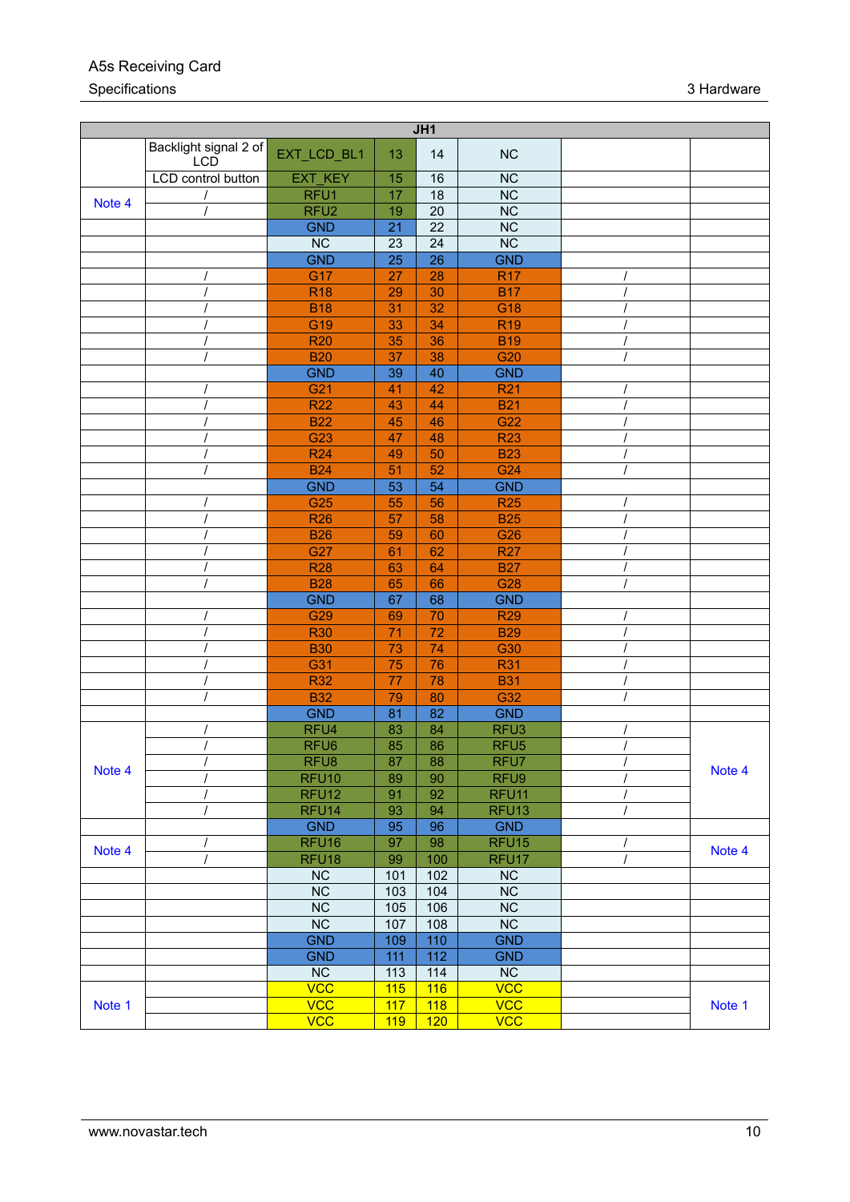| JH1 | | | | | | | |
|---|---|---|---|---|---|---|---|
| | Backlight signal 2 of LCD | EXT_LCD_BL1 | 13 | 14 | NC | | |
| | LCD control button | EXT_KEY | 15 | 16 | NC | | |
| Note 4 | / | RFU1 | 17 | 18 | NC | | |
| | / | RFU2 | 19 | 20 | NC | | |
| | | GND | 21 | 22 | NC | | |
| | | NC | 23 | 24 | NC | | |
| | | GND | 25 | 26 | GND | | |
| | / | G17 | 27 | 28 | R17 | / | |
| | / | R18 | 29 | 30 | B17 | / | |
| | / | B18 | 31 | 32 | G18 | / | |
| | / | G19 | 33 | 34 | R19 | / | |
| | / | R20 | 35 | 36 | B19 | / | |
| | / | B20 | 37 | 38 | G20 | / | |
| | | GND | 39 | 40 | GND | | |
| | / | G21 | 41 | 42 | R21 | / | |
| | / | R22 | 43 | 44 | B21 | / | |
| | / | B22 | 45 | 46 | G22 | / | |
| | / | G23 | 47 | 48 | R23 | / | |
| | / | R24 | 49 | 50 | B23 | / | |
| | / | B24 | 51 | 52 | G24 | / | |
| | | GND | 53 | 54 | GND | | |
| | / | G25 | 55 | 56 | R25 | / | |
| | / | R26 | 57 | 58 | B25 | / | |
| | / | B26 | 59 | 60 | G26 | / | |
| | / | G27 | 61 | 62 | R27 | / | |
| | / | R28 | 63 | 64 | B27 | / | |
| | / | B28 | 65 | 66 | G28 | / | |
| | | GND | 67 | 68 | GND | | |
| | / | G29 | 69 | 70 | R29 | / | |
| | / | R30 | 71 | 72 | B29 | / | |
| | / | B30 | 73 | 74 | G30 | / | |
| | / | G31 | 75 | 76 | R31 | / | |
| | / | R32 | 77 | 78 | B31 | / | |
| | / | B32 | 79 | 80 | G32 | / | |
| | | GND | 81 | 82 | GND | | |
| Note 4 | / | RFU4 | 83 | 84 | RFU3 | / | Note 4 |
| | / | RFU6 | 85 | 86 | RFU5 | / | |
| | / | RFU8 | 87 | 88 | RFU7 | / | |
| | / | RFU10 | 89 | 90 | RFU9 | / | |
| | / | RFU12 | 91 | 92 | RFU11 | / | |
| | / | RFU14 | 93 | 94 | RFU13 | / | |
| | | GND | 95 | 96 | GND | | |
| Note 4 | / | RFU16 | 97 | 98 | RFU15 | / | Note 4 |
| | / | RFU18 | 99 | 100 | RFU17 | / | |
| | | NC | 101 | 102 | NC | | |
| | | NC | 103 | 104 | NC | | |
| | | NC | 105 | 106 | NC | | |
| | | NC | 107 | 108 | NC | | |
| | | GND | 109 | 110 | GND | | |
| | | GND | 111 | 112 | GND | | |
| | | NC | 113 | 114 | NC | | |
| Note 1 | | VCC | 115 | 116 | VCC | | Note 1 |
| | | VCC | 117 | 118 | VCC | | |
| | | VCC | 119 | 120 | VCC | | |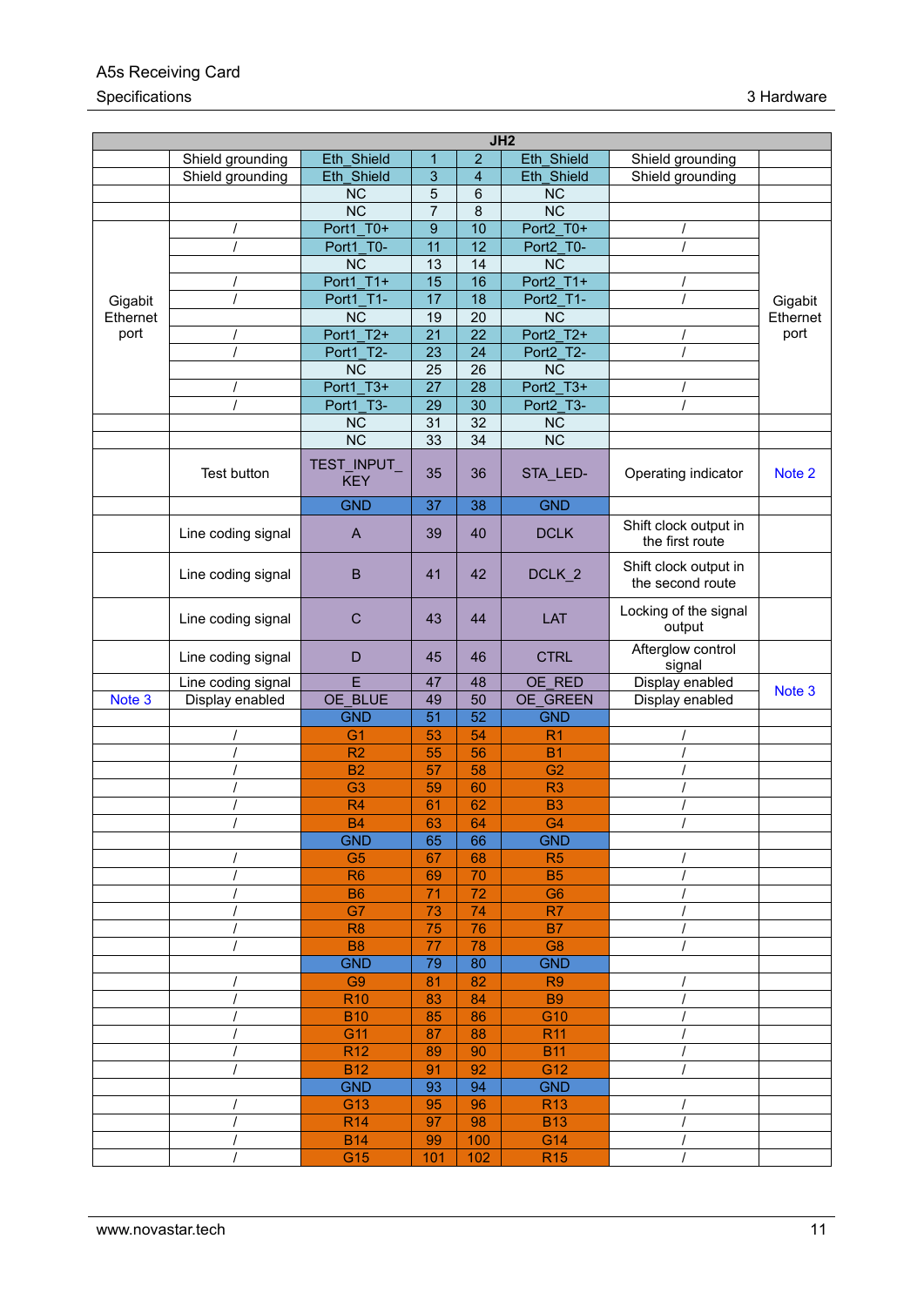| JH2 | | | | | | | |
|---|---|---|---|---|---|---|---|
| | Shield grounding | Eth_Shield | 1 | 2 | Eth_Shield | Shield grounding | |
| | Shield grounding | Eth_Shield | 3 | 4 | Eth_Shield | Shield grounding | |
| | | NC | 5 | 6 | NC | | |
| | | NC | 7 | 8 | NC | | |
| Gigabit Ethernet port | / | Port1_T0+ | 9 | 10 | Port2_T0+ | / | Gigabit Ethernet port |
| | / | Port1_T0- | 11 | 12 | Port2_T0- | / | |
| | | NC | 13 | 14 | NC | | |
| | / | Port1_T1+ | 15 | 16 | Port2_T1+ | / | |
| | / | Port1_T1- | 17 | 18 | Port2_T1- | / | |
| | | NC | 19 | 20 | NC | | |
| | / | Port1_T2+ | 21 | 22 | Port2_T2+ | / | |
| | / | Port1_T2- | 23 | 24 | Port2_T2- | / | |
| | | NC | 25 | 26 | NC | | |
| | / | Port1_T3+ | 27 | 28 | Port2_T3+ | / | |
| | / | Port1_T3- | 29 | 30 | Port2_T3- | / | |
| | | NC | 31 | 32 | NC | | |
| | | NC | 33 | 34 | NC | | |
| | Test button | TEST_INPUT_KEY | 35 | 36 | STA_LED- | Operating indicator | Note 2 |
| | | GND | 37 | 38 | GND | | |
| | Line coding signal | A | 39 | 40 | DCLK | Shift clock output in the first route | |
| | Line coding signal | B | 41 | 42 | DCLK_2 | Shift clock output in the second route | |
| | Line coding signal | C | 43 | 44 | LAT | Locking of the signal output | |
| | Line coding signal | D | 45 | 46 | CTRL | Afterglow control signal | |
| | Line coding signal | E | 47 | 48 | OE_RED | Display enabled | Note 3 |
| Note 3 | Display enabled | OE_BLUE | 49 | 50 | OE_GREEN | Display enabled | |
| | | GND | 51 | 52 | GND | | |
| | / | G1 | 53 | 54 | R1 | / | |
| | / | R2 | 55 | 56 | B1 | / | |
| | / | B2 | 57 | 58 | G2 | / | |
| | / | G3 | 59 | 60 | R3 | / | |
| | / | R4 | 61 | 62 | B3 | / | |
| | / | B4 | 63 | 64 | G4 | / | |
| | | GND | 65 | 66 | GND | | |
| | / | G5 | 67 | 68 | R5 | / | |
| | / | R6 | 69 | 70 | B5 | / | |
| | / | B6 | 71 | 72 | G6 | / | |
| | / | G7 | 73 | 74 | R7 | / | |
| | / | R8 | 75 | 76 | B7 | / | |
| | / | B8 | 77 | 78 | G8 | / | |
| | | GND | 79 | 80 | GND | | |
| | / | G9 | 81 | 82 | R9 | / | |
| | / | R10 | 83 | 84 | B9 | / | |
| | / | B10 | 85 | 86 | G10 | / | |
| | / | G11 | 87 | 88 | R11 | / | |
| | / | R12 | 89 | 90 | B11 | / | |
| | / | B12 | 91 | 92 | G12 | / | |
| | | GND | 93 | 94 | GND | | |
| | / | G13 | 95 | 96 | R13 | / | |
| | / | R14 | 97 | 98 | B13 | / | |
| | / | B14 | 99 | 100 | G14 | / | |
| | / | G15 | 101 | 102 | R15 | / | |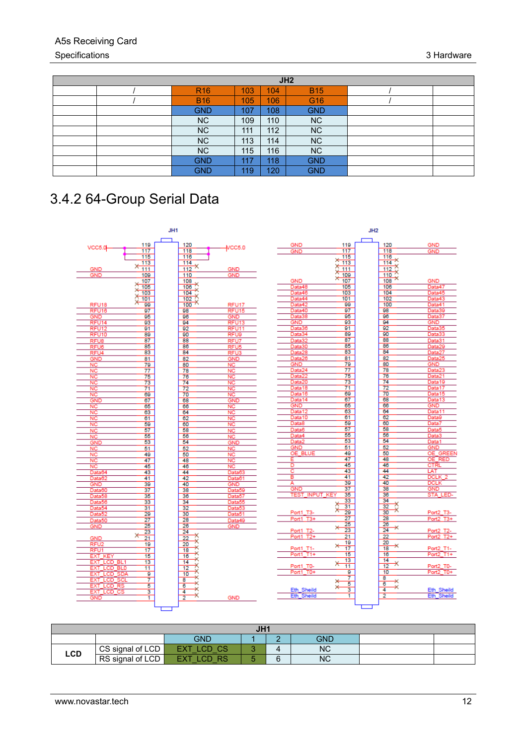| JH2 | | | | | | | |
|---|---|---|---|---|---|---|---|
| | / | R16 | 103 | 104 | B15 | / | |
| | / | B16 | 105 | 106 | G16 | / | |
| | | GND | 107 | 108 | GND | | |
| | | NC | 109 | 110 | NC | | |
| | | NC | 111 | 112 | NC | | |
| | | NC | 113 | 114 | NC | | |
| | | NC | 115 | 116 | NC | | |
| | | GND | 117 | 118 | GND | | |
| | | GND | 119 | 120 | GND | | |

## 3.4.2 64-Group Serial Data

| JH1 | | | | | | | |
|---|---|---|---|---|---|---|---|
| LCD | | GND | 1 | 2 | GND | | |
| | CS signal of LCD | EXT_LCD_CS | 3 | 4 | NC | | |
| | RS signal of LCD | EXT_LCD_RS | 5 | 6 | NC | | |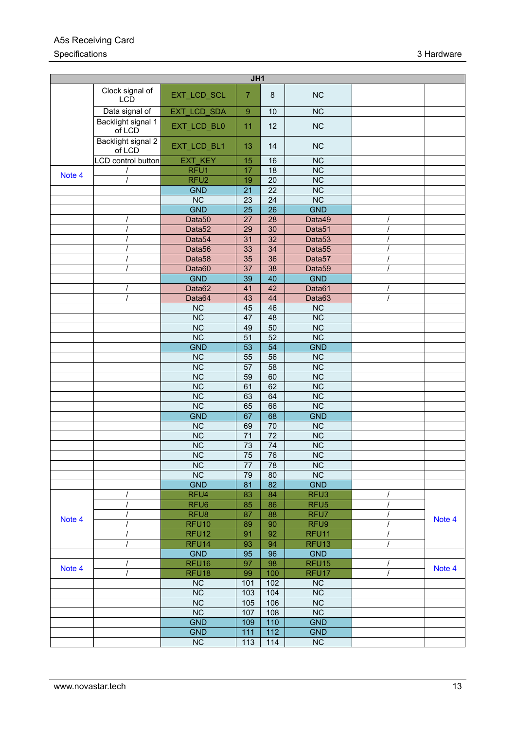| JH1 | | | | | | | |
|---|---|---|---|---|---|---|---|
| | Clock signal of LCD | EXT_LCD_SCL | 7 | 8 | NC | | |
| | Data signal of | EXT_LCD_SDA | 9 | 10 | NC | | |
| | Backlight signal 1 of LCD | EXT_LCD_BL0 | 11 | 12 | NC | | |
| | Backlight signal 2 of LCD | EXT_LCD_BL1 | 13 | 14 | NC | | |
| | LCD control button | EXT_KEY | 15 | 16 | NC | | |
| Note 4 | / | RFU1 | 17 | 18 | NC | | |
| | / | RFU2 | 19 | 20 | NC | | |
| | | GND | 21 | 22 | NC | | |
| | | NC | 23 | 24 | NC | | |
| | | GND | 25 | 26 | GND | | |
| | / | Data50 | 27 | 28 | Data49 | / | |
| | / | Data52 | 29 | 30 | Data51 | / | |
| | / | Data54 | 31 | 32 | Data53 | / | |
| | / | Data56 | 33 | 34 | Data55 | / | |
| | / | Data58 | 35 | 36 | Data57 | / | |
| | / | Data60 | 37 | 38 | Data59 | / | |
| | | GND | 39 | 40 | GND | | |
| | / | Data62 | 41 | 42 | Data61 | / | |
| | / | Data64 | 43 | 44 | Data63 | / | |
| | | NC | 45 | 46 | NC | | |
| | | NC | 47 | 48 | NC | | |
| | | NC | 49 | 50 | NC | | |
| | | NC | 51 | 52 | NC | | |
| | | GND | 53 | 54 | GND | | |
| | | NC | 55 | 56 | NC | | |
| | | NC | 57 | 58 | NC | | |
| | | NC | 59 | 60 | NC | | |
| | | NC | 61 | 62 | NC | | |
| | | NC | 63 | 64 | NC | | |
| | | NC | 65 | 66 | NC | | |
| | | GND | 67 | 68 | GND | | |
| | | NC | 69 | 70 | NC | | |
| | | NC | 71 | 72 | NC | | |
| | | NC | 73 | 74 | NC | | |
| | | NC | 75 | 76 | NC | | |
| | | NC | 77 | 78 | NC | | |
| | | NC | 79 | 80 | NC | | |
| | | GND | 81 | 82 | GND | | |
| Note 4 | / | RFU4 | 83 | 84 | RFU3 | / | Note 4 |
| | / | RFU6 | 85 | 86 | RFU5 | / | |
| | / | RFU8 | 87 | 88 | RFU7 | / | |
| | / | RFU10 | 89 | 90 | RFU9 | / | |
| | / | RFU12 | 91 | 92 | RFU11 | / | |
| | / | RFU14 | 93 | 94 | RFU13 | / | |
| | | GND | 95 | 96 | GND | | |
| Note 4 | / | RFU16 | 97 | 98 | RFU15 | / | Note 4 |
| | / | RFU18 | 99 | 100 | RFU17 | / | |
| | | NC | 101 | 102 | NC | | |
| | | NC | 103 | 104 | NC | | |
| | | NC | 105 | 106 | NC | | |
| | | NC | 107 | 108 | NC | | |
| | | GND | 109 | 110 | GND | | |
| | | GND | 111 | 112 | GND | | |
| | | NC | 113 | 114 | NC | | |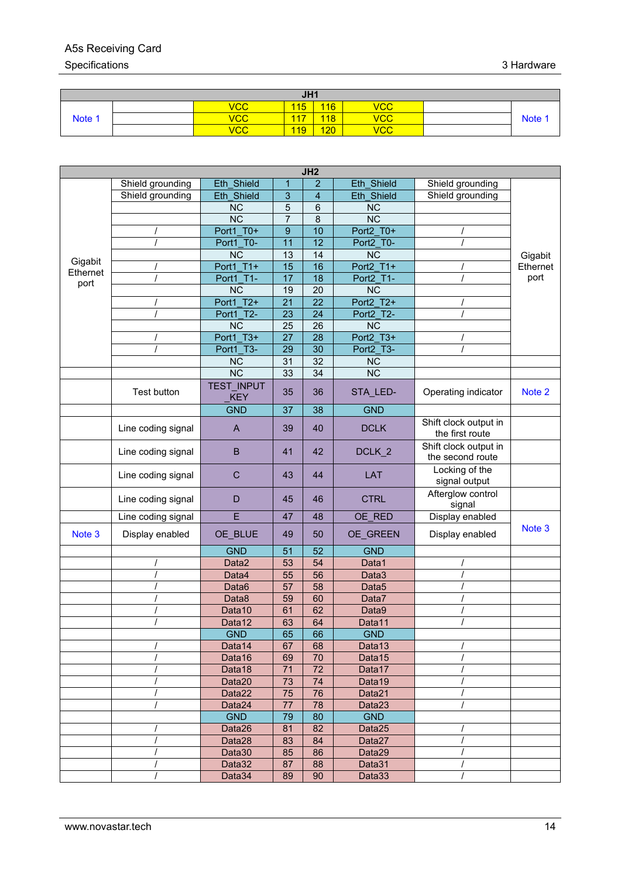| JH1 | | | | | | | |
|---|---|---|---|---|---|---|---|
| Note 1 | | VCC | 115 | 116 | VCC | | Note 1 |
| | | VCC | 117 | 118 | VCC | | |
| | | VCC | 119 | 120 | VCC | | |

| JH2 | | | | | | | |
|---|---|---|---|---|---|---|---|
| Gigabit Ethernet port | Shield grounding | Eth_Shield | 1 | 2 | Eth_Shield | Shield grounding | Gigabit Ethernet port |
| | Shield grounding | Eth_Shield | 3 | 4 | Eth_Shield | Shield grounding | |
| | | NC | 5 | 6 | NC | | |
| | | NC | 7 | 8 | NC | | |
| | / | Port1_T0+ | 9 | 10 | Port2_T0+ | / | |
| | / | Port1_T0- | 11 | 12 | Port2_T0- | / | |
| | | NC | 13 | 14 | NC | | |
| | / | Port1_T1+ | 15 | 16 | Port2_T1+ | / | |
| | / | Port1_T1- | 17 | 18 | Port2_T1- | / | |
| | | NC | 19 | 20 | NC | | |
| | / | Port1_T2+ | 21 | 22 | Port2_T2+ | / | |
| | / | Port1_T2- | 23 | 24 | Port2_T2- | / | |
| | | NC | 25 | 26 | NC | | |
| | / | Port1_T3+ | 27 | 28 | Port2_T3+ | / | |
| | / | Port1_T3- | 29 | 30 | Port2_T3- | / | |
| | | NC | 31 | 32 | NC | | |
| | | NC | 33 | 34 | NC | | |
| | Test button | TEST_INPUT_KEY | 35 | 36 | STA_LED- | Operating indicator | Note 2 |
| | | GND | 37 | 38 | GND | | |
| | Line coding signal | A | 39 | 40 | DCLK | Shift clock output in the first route | |
| | Line coding signal | B | 41 | 42 | DCLK_2 | Shift clock output in the second route | |
| | Line coding signal | C | 43 | 44 | LAT | Locking of the signal output | |
| | Line coding signal | D | 45 | 46 | CTRL | Afterglow control signal | |
| | Line coding signal | E | 47 | 48 | OE_RED | Display enabled | Note 3 |
| Note 3 | Display enabled | OE_BLUE | 49 | 50 | OE_GREEN | Display enabled | |
| | | GND | 51 | 52 | GND | | |
| | / | Data2 | 53 | 54 | Data1 | / | |
| | / | Data4 | 55 | 56 | Data3 | / | |
| | / | Data6 | 57 | 58 | Data5 | / | |
| | / | Data8 | 59 | 60 | Data7 | / | |
| | / | Data10 | 61 | 62 | Data9 | / | |
| | / | Data12 | 63 | 64 | Data11 | / | |
| | | GND | 65 | 66 | GND | | |
| | / | Data14 | 67 | 68 | Data13 | / | |
| | / | Data16 | 69 | 70 | Data15 | / | |
| | / | Data18 | 71 | 72 | Data17 | / | |
| | / | Data20 | 73 | 74 | Data19 | / | |
| | / | Data22 | 75 | 76 | Data21 | / | |
| | / | Data24 | 77 | 78 | Data23 | / | |
| | | GND | 79 | 80 | GND | | |
| | / | Data26 | 81 | 82 | Data25 | / | |
| | / | Data28 | 83 | 84 | Data27 | / | |
| | / | Data30 | 85 | 86 | Data29 | / | |
| | / | Data32 | 87 | 88 | Data31 | / | |
| | / | Data34 | 89 | 90 | Data33 | / | |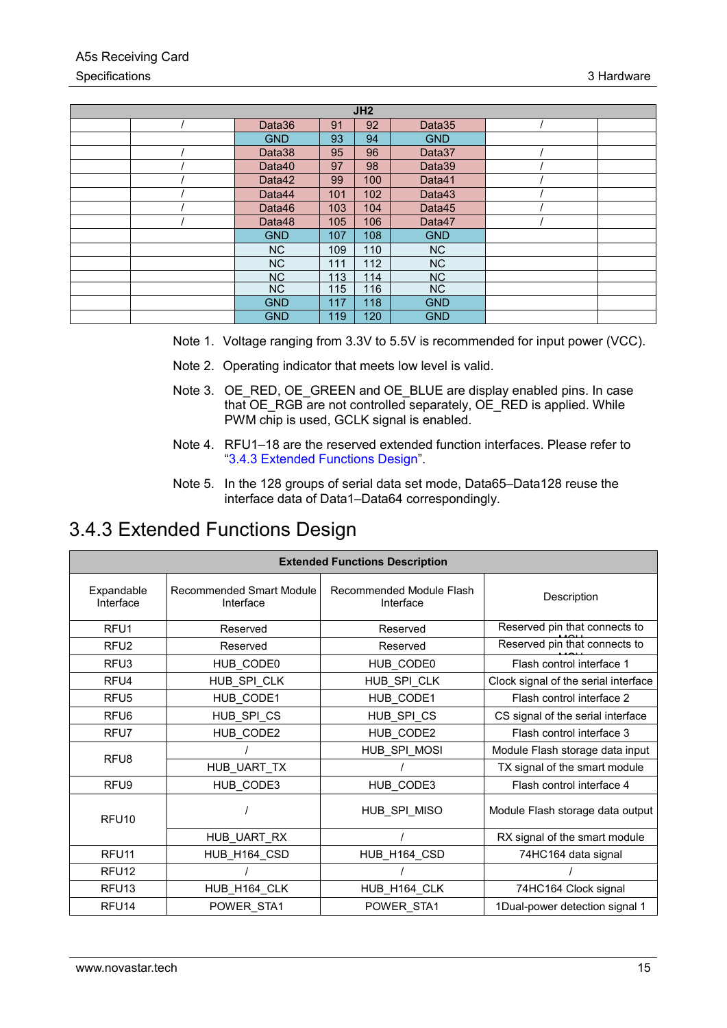| JH2 | | | | | | | |
|---|---|---|---|---|---|---|---|
| | / | Data36 | 91 | 92 | Data35 | / | |
| | | GND | 93 | 94 | GND | | |
| | / | Data38 | 95 | 96 | Data37 | / | |
| | / | Data40 | 97 | 98 | Data39 | / | |
| | / | Data42 | 99 | 100 | Data41 | / | |
| | / | Data44 | 101 | 102 | Data43 | / | |
| | / | Data46 | 103 | 104 | Data45 | / | |
| | / | Data48 | 105 | 106 | Data47 | / | |
| | | GND | 107 | 108 | GND | | |
| | | NC | 109 | 110 | NC | | |
| | | NC | 111 | 112 | NC | | |
| | | NC | 113 | 114 | NC | | |
| | | NC | 115 | 116 | NC | | |
| | | GND | 117 | 118 | GND | | |
| | | GND | 119 | 120 | GND | | |

Note 1. Voltage ranging from 3.3V to 5.5V is recommended for input power (VCC).

Note 2. Operating indicator that meets low level is valid.

Note 3. OE_RED, OE_GREEN and OE_BLUE are display enabled pins. In case that OE_RGB are not controlled separately, OE_RED is applied. While PWM chip is used, GCLK signal is enabled.

Note 4. RFU1–18 are the reserved extended function interfaces. Please refer to "3.4.3 Extended Functions Design".

Note 5. In the 128 groups of serial data set mode, Data65–Data128 reuse the interface data of Data1–Data64 correspondingly.

## 3.4.3 Extended Functions Design

| Extended Functions Description | | | |
|---|---|---|---|
| Expandable Interface | Recommended Smart Module Interface | Recommended Module Flash Interface | Description |
| RFU1 | Reserved | Reserved | Reserved pin that connects to MCU |
| RFU2 | Reserved | Reserved | Reserved pin that connects to MCU |
| RFU3 | HUB_CODE0 | HUB_CODE0 | Flash control interface 1 |
| RFU4 | HUB_SPI_CLK | HUB_SPI_CLK | Clock signal of the serial interface |
| RFU5 | HUB_CODE1 | HUB_CODE1 | Flash control interface 2 |
| RFU6 | HUB_SPI_CS | HUB_SPI_CS | CS signal of the serial interface |
| RFU7 | HUB_CODE2 | HUB_CODE2 | Flash control interface 3 |
| RFU8 | / | HUB_SPI_MOSI | Module Flash storage data input |
| | HUB_UART_TX | / | TX signal of the smart module |
| RFU9 | HUB_CODE3 | HUB_CODE3 | Flash control interface 4 |
| RFU10 | / | HUB_SPI_MISO | Module Flash storage data output |
| | HUB_UART_RX | / | RX signal of the smart module |
| RFU11 | HUB_H164_CSD | HUB_H164_CSD | 74HC164 data signal |
| RFU12 | / | / | / |
| RFU13 | HUB_H164_CLK | HUB_H164_CLK | 74HC164 Clock signal |
| RFU14 | POWER_STA1 | POWER_STA1 | 1Dual-power detection signal 1 |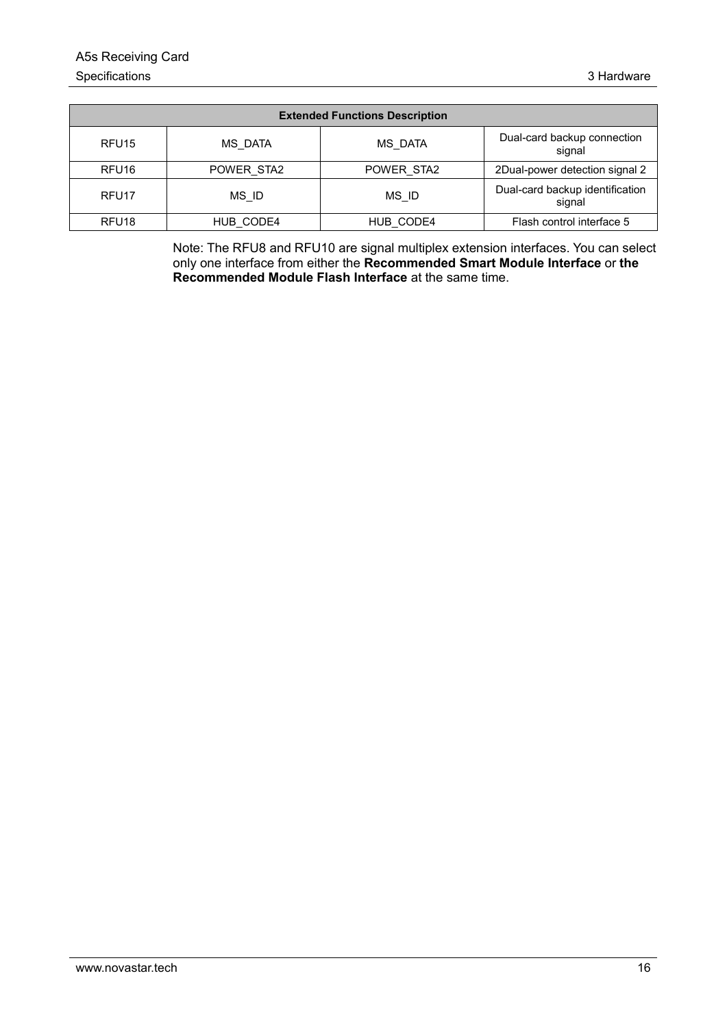| Extended Functions Description | | | |
|---|---|---|---|
| RFU15 | MS_DATA | MS_DATA | Dual-card backup connection signal |
| RFU16 | POWER_STA2 | POWER_STA2 | 2Dual-power detection signal 2 |
| RFU17 | MS_ID | MS_ID | Dual-card backup identification signal |
| RFU18 | HUB_CODE4 | HUB_CODE4 | Flash control interface 5 |

Note: The RFU8 and RFU10 are signal multiplex extension interfaces. You can select only one interface from either the **Recommended Smart Module Interface** or **the Recommended Module Flash Interface** at the same time.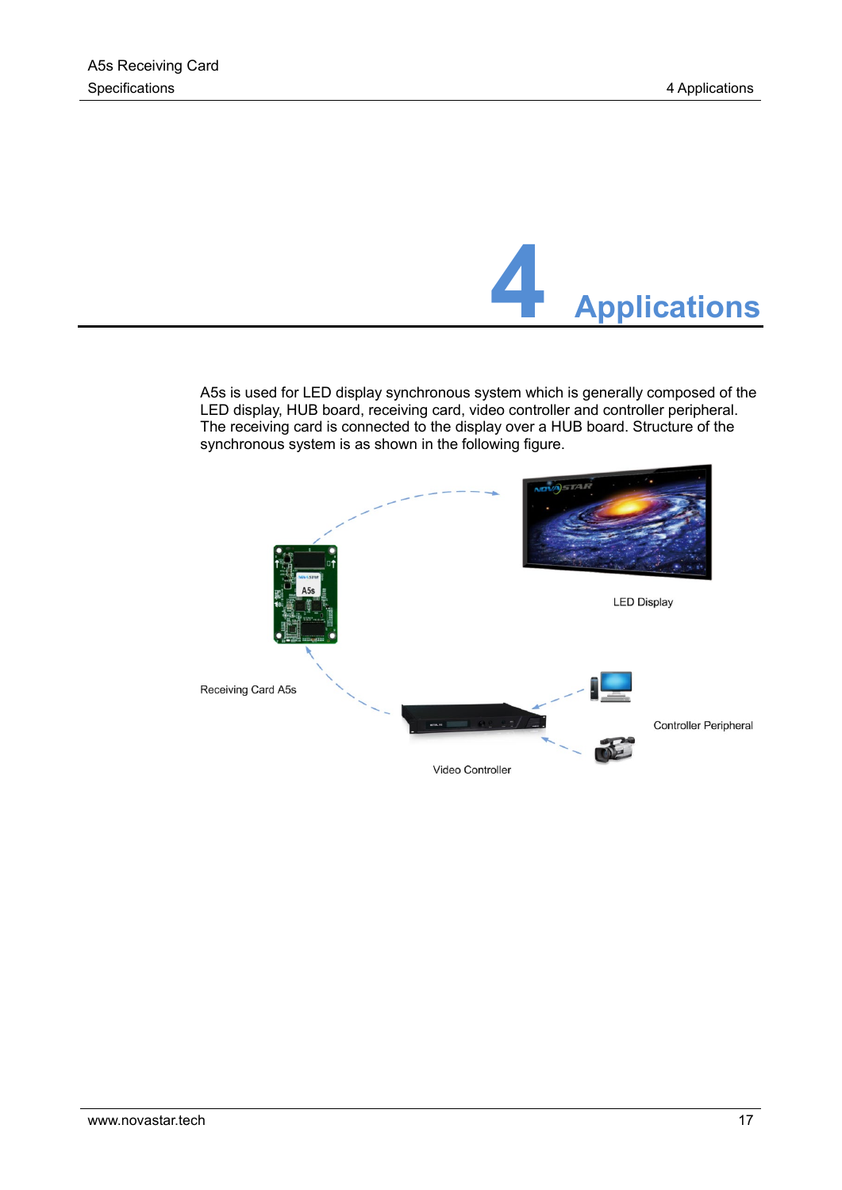# 4 Applications

A5s is used for LED display synchronous system which is generally composed of the LED display, HUB board, receiving card, video controller and controller peripheral. The receiving card is connected to the display over a HUB board. Structure of the synchronous system is as shown in the following figure.

LED Display

Receiving Card A5s

Controller Peripheral

Video Controller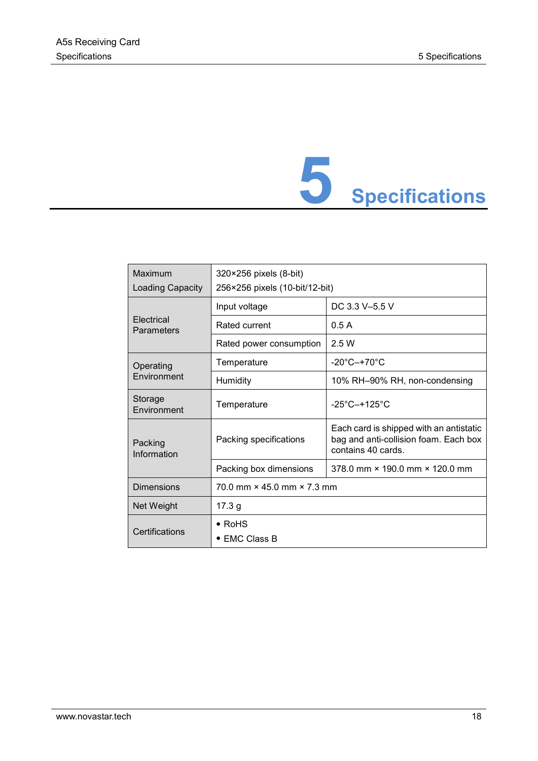# 5 Specifications

| | | |
|---|---|---|
| Maximum Loading Capacity | 320×256 pixels (8-bit)<br>256×256 pixels (10-bit/12-bit) | |
| Electrical Parameters | Input voltage | DC 3.3 V–5.5 V |
| | Rated current | 0.5 A |
| | Rated power consumption | 2.5 W |
| Operating Environment | Temperature | -20°C–+70°C |
| | Humidity | 10% RH–90% RH, non-condensing |
| Storage Environment | Temperature | -25°C–+125°C |
| Packing Information | Packing specifications | Each card is shipped with an antistatic bag and anti-collision foam. Each box contains 40 cards. |
| | Packing box dimensions | 378.0 mm × 190.0 mm × 120.0 mm |
| Dimensions | 70.0 mm × 45.0 mm × 7.3 mm | |
| Net Weight | 17.3 g | |
| Certifications | • RoHS<br>• EMC Class B | |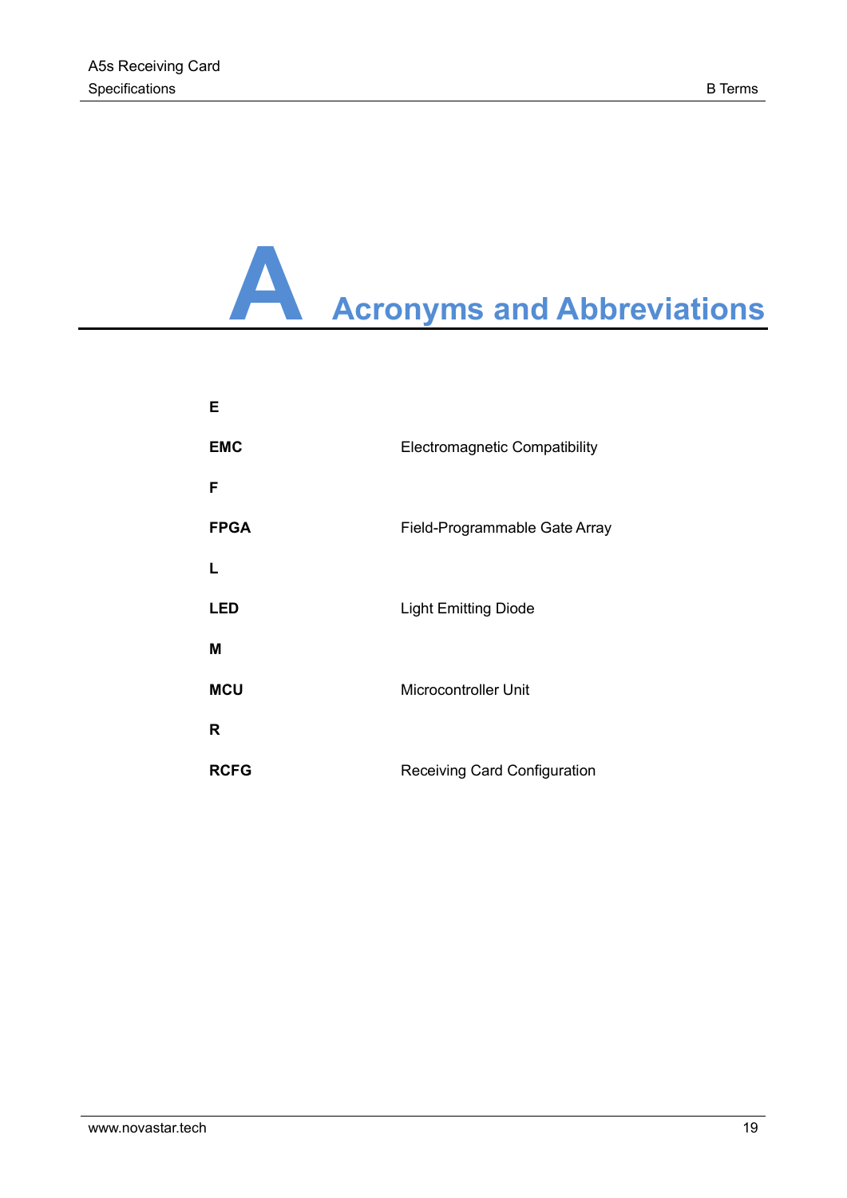# A Acronyms and Abbreviations

**E**

| | |
|---|---|
| **EMC** | Electromagnetic Compatibility |

**F**

| | |
|---|---|
| **FPGA** | Field-Programmable Gate Array |

**L**

| | |
|---|---|
| **LED** | Light Emitting Diode |

**M**

| | |
|---|---|
| **MCU** | Microcontroller Unit |

**R**

| | |
|---|---|
| **RCFG** | Receiving Card Configuration |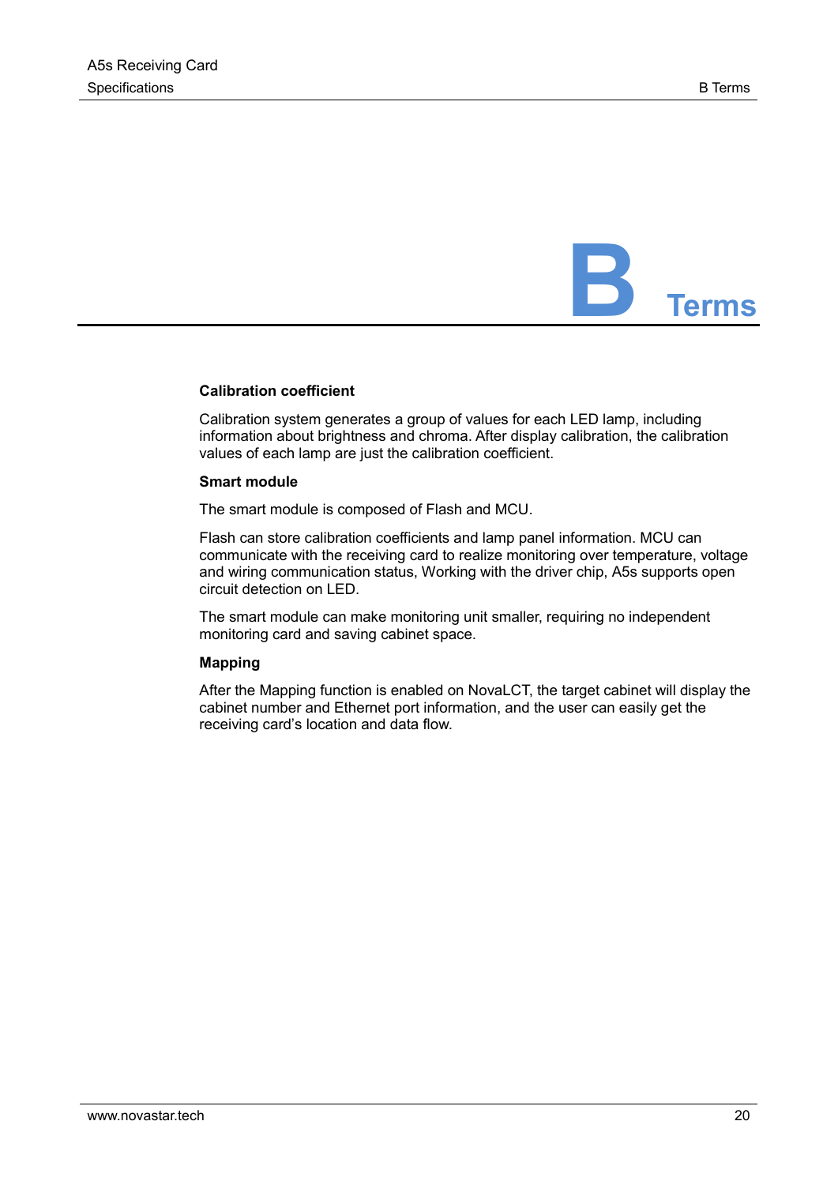# B Terms

**Calibration coefficient**

Calibration system generates a group of values for each LED lamp, including information about brightness and chroma. After display calibration, the calibration values of each lamp are just the calibration coefficient.

**Smart module**

The smart module is composed of Flash and MCU.

Flash can store calibration coefficients and lamp panel information. MCU can communicate with the receiving card to realize monitoring over temperature, voltage and wiring communication status, Working with the driver chip, A5s supports open circuit detection on LED.

The smart module can make monitoring unit smaller, requiring no independent monitoring card and saving cabinet space.

**Mapping**

After the Mapping function is enabled on NovaLCT, the target cabinet will display the cabinet number and Ethernet port information, and the user can easily get the receiving card's location and data flow.